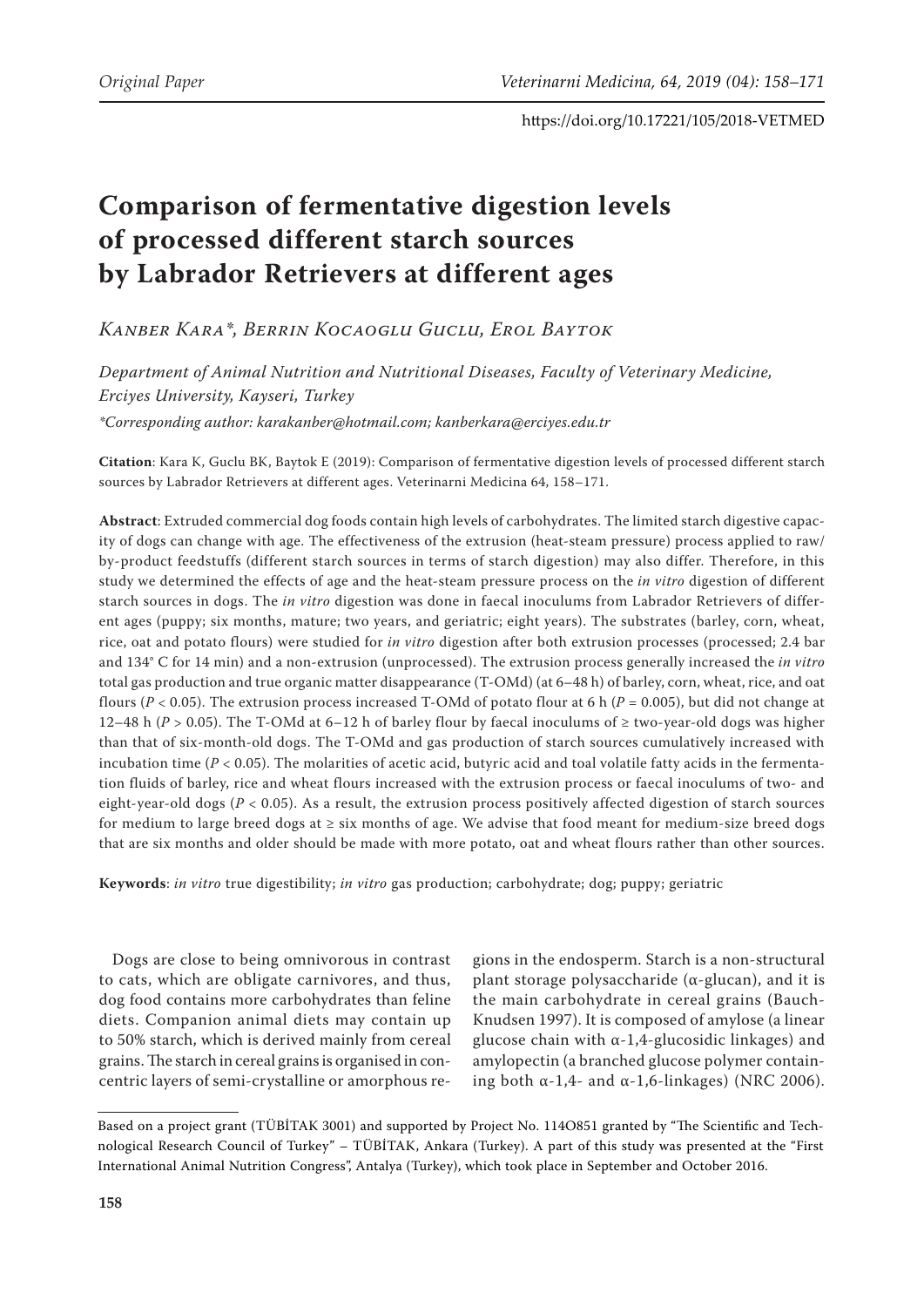Original Paper

https://doi.org/10.17221/105/2018-VETMED

# Comparison of fermentative digestion levels of processed different starch sources by Labrador Retrievers at different ages

*Kanber Kara\*, Berrin Kocaoglu Guclu, Erol Baytok*

*Department of Animal Nutrition and Nutritional Diseases, Faculty of Veterinary Medicine, Erciyes University, Kayseri, Turkey*

*\*Corresponding author: karakanber@hotmail.com; kanberkara@erciyes.edu.tr*

**Citation**: Kara K, Guclu BK, Baytok E (2019): Comparison of fermentative digestion levels of processed different starch sources by Labrador Retrievers at different ages. Veterinarni Medicina 64, 158–171.

**Abstract**: Extruded commercial dog foods contain high levels of carbohydrates. The limited starch digestive capacity of dogs can change with age. The effectiveness of the extrusion (heat-steam pressure) process applied to raw/by-product feedstuffs (different starch sources in terms of starch digestion) may also differ. Therefore, in this study we determined the effects of age and the heat-steam pressure process on the *in vitro* digestion of different starch sources in dogs. The *in vitro* digestion was done in faecal inoculums from Labrador Retrievers of different ages (puppy; six months, mature; two years, and geriatric; eight years). The substrates (barley, corn, wheat, rice, oat and potato flours) were studied for *in vitro* digestion after both extrusion processes (processed; 2.4 bar and 134° C for 14 min) and a non-extrusion (unprocessed). The extrusion process generally increased the *in vitro* total gas production and true organic matter disappearance (T-OMd) (at 6–48 h) of barley, corn, wheat, rice, and oat flours ($P < 0.05$). The extrusion process increased T-OMd of potato flour at 6 h ($P = 0.005$), but did not change at 12–48 h ($P > 0.05$). The T-OMd at 6–12 h of barley flour by faecal inoculums of ≥ two-year-old dogs was higher than that of six-month-old dogs. The T-OMd and gas production of starch sources cumulatively increased with incubation time ($P < 0.05$). The molarities of acetic acid, butyric acid and toal volatile fatty acids in the fermentation fluids of barley, rice and wheat flours increased with the extrusion process or faecal inoculums of two- and eight-year-old dogs ($P < 0.05$). As a result, the extrusion process positively affected digestion of starch sources for medium to large breed dogs at ≥ six months of age. We advise that food meant for medium-size breed dogs that are six months and older should be made with more potato, oat and wheat flours rather than other sources.

**Keywords**: *in vitro* true digestibility; *in vitro* gas production; carbohydrate; dog; puppy; geriatric

Dogs are close to being omnivorous in contrast to cats, which are obligate carnivores, and thus, dog food contains more carbohydrates than feline diets. Companion animal diets may contain up to 50% starch, which is derived mainly from cereal grains. The starch in cereal grains is organised in concentric layers of semi-crystalline or amorphous regions in the endosperm. Starch is a non-structural plant storage polysaccharide (α-glucan), and it is the main carbohydrate in cereal grains (Bauch-Knudsen 1997). It is composed of amylose (a linear glucose chain with α-1,4-glucosidic linkages) and amylopectin (a branched glucose polymer containing both α-1,4- and α-1,6-linkages) (NRC 2006).

Based on a project grant (TÜBİTAK 3001) and supported by Project No. 114O851 granted by "The Scientific and Technological Research Council of Turkey" – TÜBİTAK, Ankara (Turkey). A part of this study was presented at the "First International Animal Nutrition Congress", Antalya (Turkey), which took place in September and October 2016.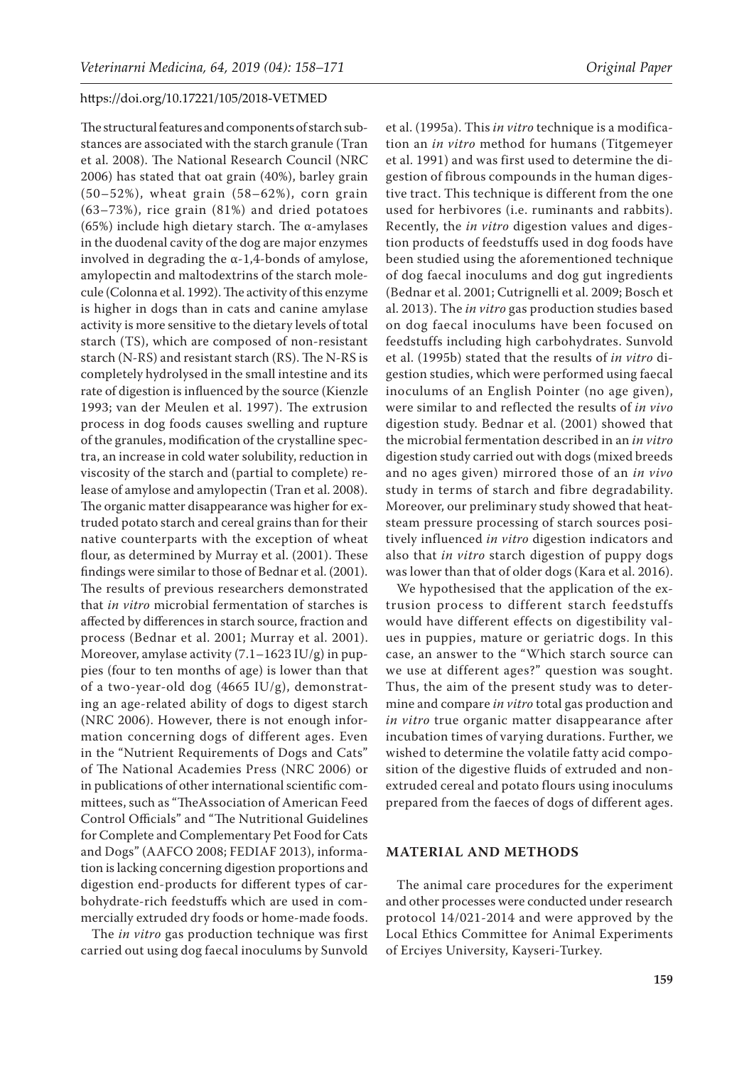The structural features and components of starch substances are associated with the starch granule (Tran et al. 2008). The National Research Council (NRC 2006) has stated that oat grain (40%), barley grain (50–52%), wheat grain (58–62%), corn grain (63–73%), rice grain (81%) and dried potatoes (65%) include high dietary starch. The α-amylases in the duodenal cavity of the dog are major enzymes involved in degrading the α-1,4-bonds of amylose, amylopectin and maltodextrins of the starch molecule (Colonna et al. 1992). The activity of this enzyme is higher in dogs than in cats and canine amylase activity is more sensitive to the dietary levels of total starch (TS), which are composed of non-resistant starch (N-RS) and resistant starch (RS). The N-RS is completely hydrolysed in the small intestine and its rate of digestion is influenced by the source (Kienzle 1993; van der Meulen et al. 1997). The extrusion process in dog foods causes swelling and rupture of the granules, modification of the crystalline spectra, an increase in cold water solubility, reduction in viscosity of the starch and (partial to complete) release of amylose and amylopectin (Tran et al. 2008). The organic matter disappearance was higher for extruded potato starch and cereal grains than for their native counterparts with the exception of wheat flour, as determined by Murray et al. (2001). These findings were similar to those of Bednar et al. (2001). The results of previous researchers demonstrated that *in vitro* microbial fermentation of starches is affected by differences in starch source, fraction and process (Bednar et al. 2001; Murray et al. 2001). Moreover, amylase activity (7.1–1623 IU/g) in puppies (four to ten months of age) is lower than that of a two-year-old dog (4665 IU/g), demonstrating an age-related ability of dogs to digest starch (NRC 2006). However, there is not enough information concerning dogs of different ages. Even in the "Nutrient Requirements of Dogs and Cats" of The National Academies Press (NRC 2006) or in publications of other international scientific committees, such as "TheAssociation of American Feed Control Officials" and "The Nutritional Guidelines for Complete and Complementary Pet Food for Cats and Dogs" (AAFCO 2008; FEDIAF 2013), information is lacking concerning digestion proportions and digestion end-products for different types of carbohydrate-rich feedstuffs which are used in commercially extruded dry foods or home-made foods.

The *in vitro* gas production technique was first carried out using dog faecal inoculums by Sunvold et al. (1995a). This *in vitro* technique is a modification an *in vitro* method for humans (Titgemeyer et al. 1991) and was first used to determine the digestion of fibrous compounds in the human digestive tract. This technique is different from the one used for herbivores (i.e. ruminants and rabbits). Recently, the *in vitro* digestion values and digestion products of feedstuffs used in dog foods have been studied using the aforementioned technique of dog faecal inoculums and dog gut ingredients (Bednar et al. 2001; Cutrignelli et al. 2009; Bosch et al. 2013). The *in vitro* gas production studies based on dog faecal inoculums have been focused on feedstuffs including high carbohydrates. Sunvold et al. (1995b) stated that the results of *in vitro* digestion studies, which were performed using faecal inoculums of an English Pointer (no age given), were similar to and reflected the results of *in vivo* digestion study. Bednar et al. (2001) showed that the microbial fermentation described in an *in vitro* digestion study carried out with dogs (mixed breeds and no ages given) mirrored those of an *in vivo* study in terms of starch and fibre degradability. Moreover, our preliminary study showed that heat-steam pressure processing of starch sources positively influenced *in vitro* digestion indicators and also that *in vitro* starch digestion of puppy dogs was lower than that of older dogs (Kara et al. 2016).

We hypothesised that the application of the extrusion process to different starch feedstuffs would have different effects on digestibility values in puppies, mature or geriatric dogs. In this case, an answer to the "Which starch source can we use at different ages?" question was sought. Thus, the aim of the present study was to determine and compare *in vitro* total gas production and *in vitro* true organic matter disappearance after incubation times of varying durations. Further, we wished to determine the volatile fatty acid composition of the digestive fluids of extruded and non-extruded cereal and potato flours using inoculums prepared from the faeces of dogs of different ages.

## MATERIAL AND METHODS

The animal care procedures for the experiment and other processes were conducted under research protocol 14/021-2014 and were approved by the Local Ethics Committee for Animal Experiments of Erciyes University, Kayseri-Turkey.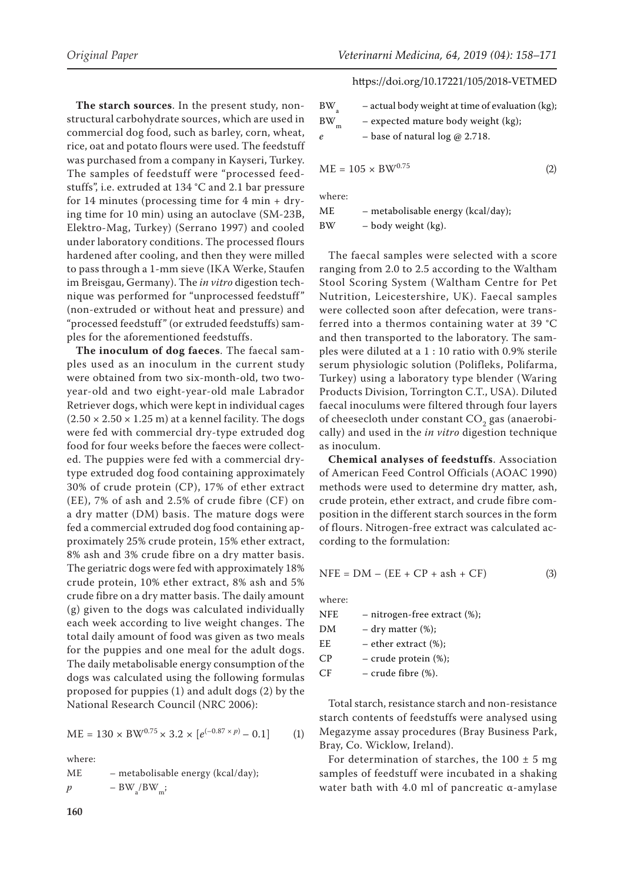**The starch sources**. In the present study, non-structural carbohydrate sources, which are used in commercial dog food, such as barley, corn, wheat, rice, oat and potato flours were used. The feedstuff was purchased from a company in Kayseri, Turkey. The samples of feedstuff were "processed feedstuffs", i.e. extruded at 134 °C and 2.1 bar pressure for 14 minutes (processing time for 4 min + drying time for 10 min) using an autoclave (SM-23B, Elektro-Mag, Turkey) (Serrano 1997) and cooled under laboratory conditions. The processed flours hardened after cooling, and then they were milled to pass through a 1-mm sieve (IKA Werke, Staufen im Breisgau, Germany). The *in vitro* digestion technique was performed for "unprocessed feedstuff" (non-extruded or without heat and pressure) and "processed feedstuff" (or extruded feedstuffs) samples for the aforementioned feedstuffs.

**The inoculum of dog faeces**. The faecal samples used as an inoculum in the current study were obtained from two six-month-old, two two-year-old and two eight-year-old male Labrador Retriever dogs, which were kept in individual cages (2.50 × 2.50 × 1.25 m) at a kennel facility. The dogs were fed with commercial dry-type extruded dog food for four weeks before the faeces were collected. The puppies were fed with a commercial dry-type extruded dog food containing approximately 30% of crude protein (CP), 17% of ether extract (EE), 7% of ash and 2.5% of crude fibre (CF) on a dry matter (DM) basis. The mature dogs were fed a commercial extruded dog food containing approximately 25% crude protein, 15% ether extract, 8% ash and 3% crude fibre on a dry matter basis. The geriatric dogs were fed with approximately 18% crude protein, 10% ether extract, 8% ash and 5% crude fibre on a dry matter basis. The daily amount (g) given to the dogs was calculated individually each week according to live weight changes. The total daily amount of food was given as two meals for the puppies and one meal for the adult dogs. The daily metabolisable energy consumption of the dogs was calculated using the following formulas proposed for puppies (1) and adult dogs (2) by the National Research Council (NRC 2006):

$$ME = 130 \times BW^{0.75} \times 3.2 \times [e^{(-0.87 \times p)} - 0.1] \quad (1)$$

where:

$ME$ – metabolisable energy (kcal/day);
$p$ – $BW_a/BW_m$;
$BW_a$ – actual body weight at time of evaluation (kg);
$BW_m$ – expected mature body weight (kg);
$e$ – base of natural log @ 2.718.

$$ME = 105 \times BW^{0.75} \quad (2)$$

where:

$ME$ – metabolisable energy (kcal/day);
$BW$ – body weight (kg).

The faecal samples were selected with a score ranging from 2.0 to 2.5 according to the Waltham Stool Scoring System (Waltham Centre for Pet Nutrition, Leicestershire, UK). Faecal samples were collected soon after defecation, were transferred into a thermos containing water at 39 °C and then transported to the laboratory. The samples were diluted at a 1 : 10 ratio with 0.9% sterile serum physiologic solution (Polifleks, Polifarma, Turkey) using a laboratory type blender (Waring Products Division, Torrington C.T., USA). Diluted faecal inoculums were filtered through four layers of cheesecloth under constant $CO_2$ gas (anaerobically) and used in the *in vitro* digestion technique as inoculum.

**Chemical analyses of feedstuffs**. Association of American Feed Control Officials (AOAC 1990) methods were used to determine dry matter, ash, crude protein, ether extract, and crude fibre composition in the different starch sources in the form of flours. Nitrogen-free extract was calculated according to the formulation:

$$NFE = DM - (EE + CP + ash + CF) \quad (3)$$

where:

$NFE$ – nitrogen-free extract (%);
$DM$ – dry matter (%);
$EE$ – ether extract (%);
$CP$ – crude protein (%);
$CF$ – crude fibre (%).

Total starch, resistance starch and non-resistance starch contents of feedstuffs were analysed using Megazyme assay procedures (Bray Business Park, Bray, Co. Wicklow, Ireland).

For determination of starches, the 100 ± 5 mg samples of feedstuff were incubated in a shaking water bath with 4.0 ml of pancreatic α-amylase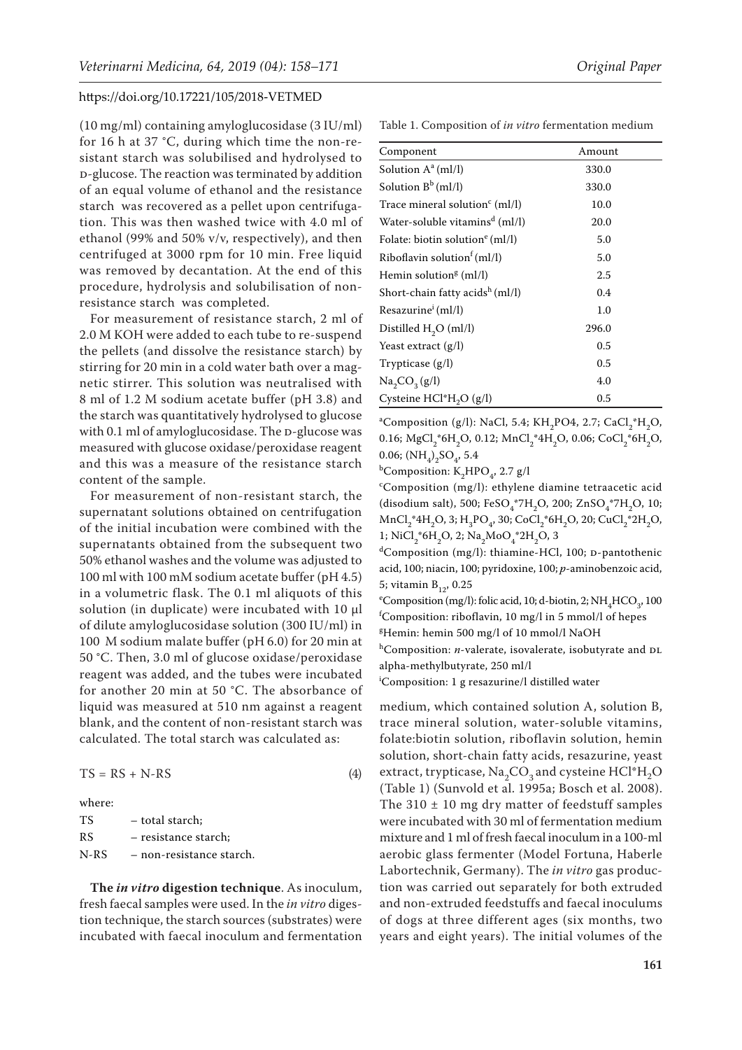(10 mg/ml) containing amyloglucosidase (3 IU/ml) for 16 h at 37 °C, during which time the non-resistant starch was solubilised and hydrolysed to D-glucose. The reaction was terminated by addition of an equal volume of ethanol and the resistance starch was recovered as a pellet upon centrifugation. This was then washed twice with 4.0 ml of ethanol (99% and 50% v/v, respectively), and then centrifuged at 3000 rpm for 10 min. Free liquid was removed by decantation. At the end of this procedure, hydrolysis and solubilisation of non-resistance starch was completed.

For measurement of resistance starch, 2 ml of 2.0 M KOH were added to each tube to re-suspend the pellets (and dissolve the resistance starch) by stirring for 20 min in a cold water bath over a magnetic stirrer. This solution was neutralised with 8 ml of 1.2 M sodium acetate buffer (pH 3.8) and the starch was quantitatively hydrolysed to glucose with 0.1 ml of amyloglucosidase. The D-glucose was measured with glucose oxidase/peroxidase reagent and this was a measure of the resistance starch content of the sample.

For measurement of non-resistant starch, the supernatant solutions obtained on centrifugation of the initial incubation were combined with the supernatants obtained from the subsequent two 50% ethanol washes and the volume was adjusted to 100 ml with 100 mM sodium acetate buffer (pH 4.5) in a volumetric flask. The 0.1 ml aliquots of this solution (in duplicate) were incubated with 10 µl of dilute amyloglucosidase solution (300 IU/ml) in 100 M sodium malate buffer (pH 6.0) for 20 min at 50 °C. Then, 3.0 ml of glucose oxidase/peroxidase reagent was added, and the tubes were incubated for another 20 min at 50 °C. The absorbance of liquid was measured at 510 nm against a reagent blank, and the content of non-resistant starch was calculated. The total starch was calculated as:

$$TS = RS + N\text{-}RS \tag{4}$$

where:

TS – total starch;
RS – resistance starch;
N-RS – non-resistance starch.

**The *in vitro* digestion technique**. As inoculum, fresh faecal samples were used. In the *in vitro* digestion technique, the starch sources (substrates) were incubated with faecal inoculum and fermentation medium, which contained solution A, solution B, trace mineral solution, water-soluble vitamins, folate:biotin solution, riboflavin solution, hemin solution, short-chain fatty acids, resazurine, yeast extract, trypticase, $Na_2CO_3$ and cysteine HCl*$H_2O$ (Table 1) (Sunvold et al. 1995a; Bosch et al. 2008). The 310 ± 10 mg dry matter of feedstuff samples were incubated with 30 ml of fermentation medium mixture and 1 ml of fresh faecal inoculum in a 100-ml aerobic glass fermenter (Model Fortuna, Haberle Labortechnik, Germany). The *in vitro* gas production was carried out separately for both extruded and non-extruded feedstuffs and faecal inoculums of dogs at three different ages (six months, two years and eight years). The initial volumes of the

Table 1. Composition of *in vitro* fermentation medium

| Component | Amount |
|---|---|
| Solution A[a] (ml/l) | 330.0 |
| Solution B[b] (ml/l) | 330.0 |
| Trace mineral solution[c] (ml/l) | 10.0 |
| Water-soluble vitamins[d] (ml/l) | 20.0 |
| Folate: biotin solution[e] (ml/l) | 5.0 |
| Riboflavin solution[f] (ml/l) | 5.0 |
| Hemin solution[g] (ml/l) | 2.5 |
| Short-chain fatty acids[h] (ml/l) | 0.4 |
| Resazurine[i] (ml/l) | 1.0 |
| Distilled $H_2O$ (ml/l) | 296.0 |
| Yeast extract (g/l) | 0.5 |
| Trypticase (g/l) | 0.5 |
| $Na_2CO_3$ (g/l) | 4.0 |
| Cysteine HCl*$H_2O$ (g/l) | 0.5 |

[a]Composition (g/l): NaCl, 5.4; $KH_2PO4$, 2.7; $CaCl_2$*$H_2O$, 0.16; $MgCl_2$*$6H_2O$, 0.12; $MnCl_2$*$4H_2O$, 0.06; $CoCl_2$*$6H_2O$, 0.06; $(NH_4)_2SO_4$, 5.4

[b]Composition: $K_2HPO_4$, 2.7 g/l

[c]Composition (mg/l): ethylene diamine tetraacetic acid (disodium salt), 500; $FeSO_4$*$7H_2O$, 200; $ZnSO_4$*$7H_2O$, 10; $MnCl_2$*$4H_2O$, 3; $H_3PO_4$, 30; $CoCl_2$*$6H_2O$, 20; $CuCl_2$*$2H_2O$, 1; $NiCl_2$*$6H_2O$, 2; $Na_2MoO_4$*$2H_2O$, 3

[d]Composition (mg/l): thiamine-HCl, 100; D-pantothenic acid, 100; niacin, 100; pyridoxine, 100; *p*-aminobenzoic acid, 5; vitamin $B_{12}$, 0.25

[e]Composition (mg/l): folic acid, 10; d-biotin, 2; $NH_4HCO_3$, 100

[f]Composition: riboflavin, 10 mg/l in 5 mmol/l of hepes

[g]Hemin: hemin 500 mg/l of 10 mmol/l NaOH

[h]Composition: *n*-valerate, isovalerate, isobutyrate and DL alpha-methylbutyrate, 250 ml/l

[i]Composition: 1 g resazurine/l distilled water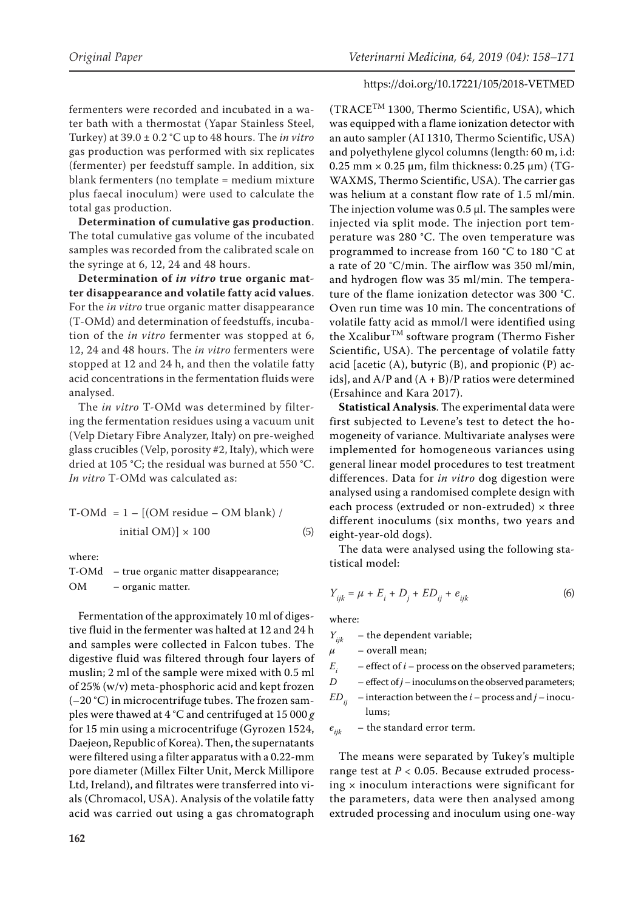fermenters were recorded and incubated in a water bath with a thermostat (Yapar Stainless Steel, Turkey) at 39.0 ± 0.2 °C up to 48 hours. The *in vitro* gas production was performed with six replicates (fermenter) per feedstuff sample. In addition, six blank fermenters (no template = medium mixture plus faecal inoculum) were used to calculate the total gas production.

**Determination of cumulative gas production**. The total cumulative gas volume of the incubated samples was recorded from the calibrated scale on the syringe at 6, 12, 24 and 48 hours.

**Determination of *in vitro* true organic matter disappearance and volatile fatty acid values**. For the *in vitro* true organic matter disappearance (T-OMd) and determination of feedstuffs, incubation of the *in vitro* fermenter was stopped at 6, 12, 24 and 48 hours. The *in vitro* fermenters were stopped at 12 and 24 h, and then the volatile fatty acid concentrations in the fermentation fluids were analysed.

The *in vitro* T-OMd was determined by filtering the fermentation residues using a vacuum unit (Velp Dietary Fibre Analyzer, Italy) on pre-weighed glass crucibles (Velp, porosity #2, Italy), which were dried at 105 °C; the residual was burned at 550 °C. *In vitro* T-OMd was calculated as:

$$\text{T-OMd} = 1 - [(\text{OM residue} - \text{OM blank}) / \text{initial OM})] \times 100 \quad (5)$$

where:

T-OMd – true organic matter disappearance;
OM – organic matter.

Fermentation of the approximately 10 ml of digestive fluid in the fermenter was halted at 12 and 24 h and samples were collected in Falcon tubes. The digestive fluid was filtered through four layers of muslin; 2 ml of the sample were mixed with 0.5 ml of 25% (w/v) meta-phosphoric acid and kept frozen (−20 °C) in microcentrifuge tubes. The frozen samples were thawed at 4 °C and centrifuged at 15 000 *g* for 15 min using a microcentrifuge (Gyrozen 1524, Daejeon, Republic of Korea). Then, the supernatants were filtered using a filter apparatus with a 0.22-mm pore diameter (Millex Filter Unit, Merck Millipore Ltd, Ireland), and filtrates were transferred into vials (Chromacol, USA). Analysis of the volatile fatty acid was carried out using a gas chromatograph (TRACE™ 1300, Thermo Scientific, USA), which was equipped with a flame ionization detector with an auto sampler (AI 1310, Thermo Scientific, USA) and polyethylene glycol columns (length: 60 m, i.d: 0.25 mm × 0.25 µm, film thickness: 0.25 µm) (TG-WAXMS, Thermo Scientific, USA). The carrier gas was helium at a constant flow rate of 1.5 ml/min. The injection volume was 0.5 µl. The samples were injected via split mode. The injection port temperature was 280 °C. The oven temperature was programmed to increase from 160 °C to 180 °C at a rate of 20 °C/min. The airflow was 350 ml/min, and hydrogen flow was 35 ml/min. The temperature of the flame ionization detector was 300 °C. Oven run time was 10 min. The concentrations of volatile fatty acid as mmol/l were identified using the Xcalibur™ software program (Thermo Fisher Scientific, USA). The percentage of volatile fatty acid [acetic (A), butyric (B), and propionic (P) acids], and A/P and (A + B)/P ratios were determined (Ersahince and Kara 2017).

**Statistical Analysis**. The experimental data were first subjected to Levene's test to detect the homogeneity of variance. Multivariate analyses were implemented for homogeneous variances using general linear model procedures to test treatment differences. Data for *in vitro* dog digestion were analysed using a randomised complete design with each process (extruded or non-extruded) × three different inoculums (six months, two years and eight-year-old dogs).

The data were analysed using the following statistical model:

$$Y_{ijk} = \mu + E_i + D_j + ED_{ij} + e_{ijk} \quad (6)$$

where:

$Y_{ijk}$ – the dependent variable;
$\mu$ – overall mean;
$E_i$ – effect of $i$ – process on the observed parameters;
$D$ – effect of $j$ – inoculums on the observed parameters;
$ED_{ij}$ – interaction between the $i$ – process and $j$ – inoculums;
$e_{ijk}$ – the standard error term.

The means were separated by Tukey's multiple range test at $P < 0.05$. Because extruded processing × inoculum interactions were significant for the parameters, data were then analysed among extruded processing and inoculum using one-way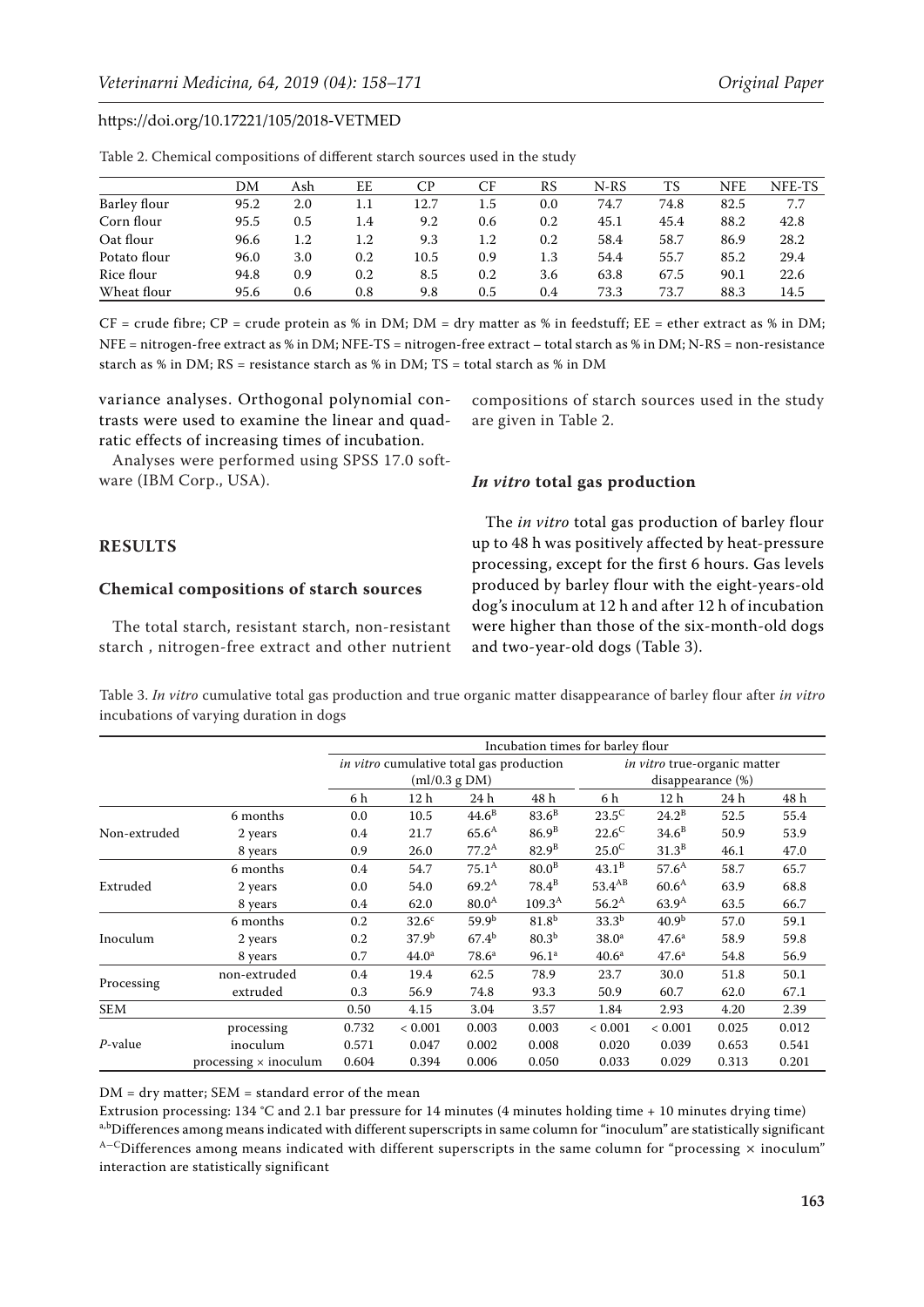Table 2. Chemical compositions of different starch sources used in the study

| | DM | Ash | EE | CP | CF | RS | N-RS | TS | NFE | NFE-TS |
|---|---|---|---|---|---|---|---|---|---|---|
| Barley flour | 95.2 | 2.0 | 1.1 | 12.7 | 1.5 | 0.0 | 74.7 | 74.8 | 82.5 | 7.7 |
| Corn flour | 95.5 | 0.5 | 1.4 | 9.2 | 0.6 | 0.2 | 45.1 | 45.4 | 88.2 | 42.8 |
| Oat flour | 96.6 | 1.2 | 1.2 | 9.3 | 1.2 | 0.2 | 58.4 | 58.7 | 86.9 | 28.2 |
| Potato flour | 96.0 | 3.0 | 0.2 | 10.5 | 0.9 | 1.3 | 54.4 | 55.7 | 85.2 | 29.4 |
| Rice flour | 94.8 | 0.9 | 0.2 | 8.5 | 0.2 | 3.6 | 63.8 | 67.5 | 90.1 | 22.6 |
| Wheat flour | 95.6 | 0.6 | 0.8 | 9.8 | 0.5 | 0.4 | 73.3 | 73.7 | 88.3 | 14.5 |

CF = crude fibre; CP = crude protein as % in DM; DM = dry matter as % in feedstuff; EE = ether extract as % in DM; NFE = nitrogen-free extract as % in DM; NFE-TS = nitrogen-free extract – total starch as % in DM; N-RS = non-resistance starch as % in DM; RS = resistance starch as % in DM; TS = total starch as % in DM

variance analyses. Orthogonal polynomial contrasts were used to examine the linear and quadratic effects of increasing times of incubation.

Analyses were performed using SPSS 17.0 software (IBM Corp., USA).

## RESULTS

### Chemical compositions of starch sources

The total starch, resistant starch, non-resistant starch , nitrogen-free extract and other nutrient compositions of starch sources used in the study are given in Table 2.

### *In vitro* total gas production

The *in vitro* total gas production of barley flour up to 48 h was positively affected by heat-pressure processing, except for the first 6 hours. Gas levels produced by barley flour with the eight-years-old dog's inoculum at 12 h and after 12 h of incubation were higher than those of the six-month-old dogs and two-year-old dogs (Table 3).

Table 3. *In vitro* cumulative total gas production and true organic matter disappearance of barley flour after *in vitro* incubations of varying duration in dogs

| | | Incubation times for barley flour | | | | | | | |
|---|---|---|---|---|---|---|---|---|---|
| | | *in vitro* cumulative total gas production (ml/0.3 g DM) | | | | *in vitro* true-organic matter disappearance (%) | | | |
| | | 6 h | 12 h | 24 h | 48 h | 6 h | 12 h | 24 h | 48 h |
| Non-extruded | 6 months | 0.0 | 10.5 | $44.6^{B}$ | $83.6^{B}$ | $23.5^{C}$ | $24.2^{B}$ | 52.5 | 55.4 |
| | 2 years | 0.4 | 21.7 | $65.6^{A}$ | $86.9^{B}$ | $22.6^{C}$ | $34.6^{B}$ | 50.9 | 53.9 |
| | 8 years | 0.9 | 26.0 | $77.2^{A}$ | $82.9^{B}$ | $25.0^{C}$ | $31.3^{B}$ | 46.1 | 47.0 |
| Extruded | 6 months | 0.4 | 54.7 | $75.1^{A}$ | $80.0^{B}$ | $43.1^{B}$ | $57.6^{A}$ | 58.7 | 65.7 |
| | 2 years | 0.0 | 54.0 | $69.2^{A}$ | $78.4^{B}$ | $53.4^{AB}$ | $60.6^{A}$ | 63.9 | 68.8 |
| | 8 years | 0.4 | 62.0 | $80.0^{A}$ | $109.3^{A}$ | $56.2^{A}$ | $63.9^{A}$ | 63.5 | 66.7 |
| Inoculum | 6 months | 0.2 | $32.6^{c}$ | $59.9^{b}$ | $81.8^{b}$ | $33.3^{b}$ | $40.9^{b}$ | 57.0 | 59.1 |
| | 2 years | 0.2 | $37.9^{b}$ | $67.4^{b}$ | $80.3^{b}$ | $38.0^{a}$ | $47.6^{a}$ | 58.9 | 59.8 |
| | 8 years | 0.7 | $44.0^{a}$ | $78.6^{a}$ | $96.1^{a}$ | $40.6^{a}$ | $47.6^{a}$ | 54.8 | 56.9 |
| Processing | non-extruded | 0.4 | 19.4 | 62.5 | 78.9 | 23.7 | 30.0 | 51.8 | 50.1 |
| | extruded | 0.3 | 56.9 | 74.8 | 93.3 | 50.9 | 60.7 | 62.0 | 67.1 |
| SEM | | 0.50 | 4.15 | 3.04 | 3.57 | 1.84 | 2.93 | 4.20 | 2.39 |
| *P*-value | processing | 0.732 | < 0.001 | 0.003 | 0.003 | < 0.001 | < 0.001 | 0.025 | 0.012 |
| | inoculum | 0.571 | 0.047 | 0.002 | 0.008 | 0.020 | 0.039 | 0.653 | 0.541 |
| | processing × inoculum | 0.604 | 0.394 | 0.006 | 0.050 | 0.033 | 0.029 | 0.313 | 0.201 |

DM = dry matter; SEM = standard error of the mean

Extrusion processing: 134 °C and 2.1 bar pressure for 14 minutes (4 minutes holding time + 10 minutes drying time)

[a,b]Differences among means indicated with different superscripts in same column for "inoculum" are statistically significant

[A–C]Differences among means indicated with different superscripts in the same column for "processing × inoculum" interaction are statistically significant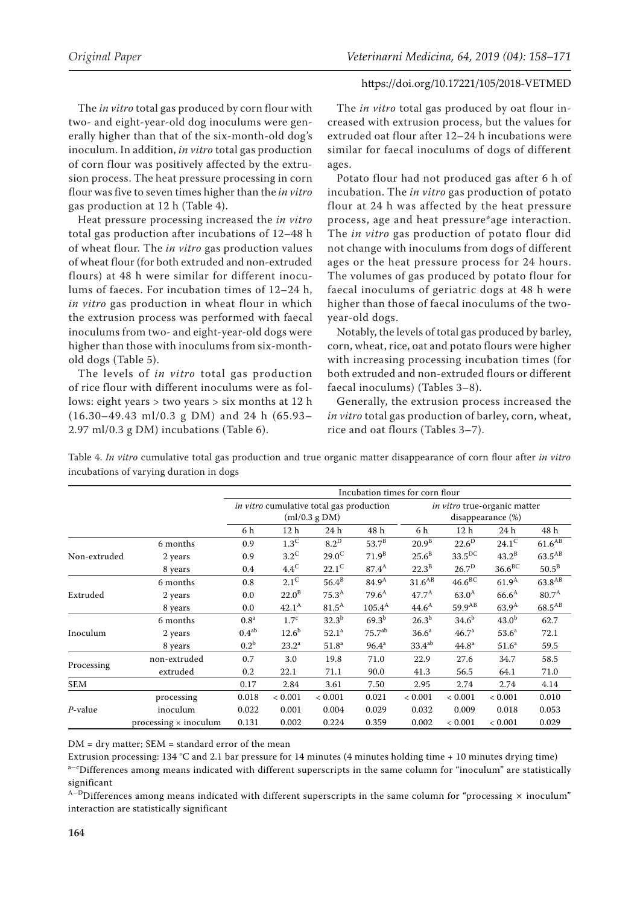The *in vitro* total gas produced by corn flour with two- and eight-year-old dog inoculums were generally higher than that of the six-month-old dog's inoculum. In addition, *in vitro* total gas production of corn flour was positively affected by the extrusion process. The heat pressure processing in corn flour was five to seven times higher than the *in vitro* gas production at 12 h (Table 4).

Heat pressure processing increased the *in vitro* total gas production after incubations of 12–48 h of wheat flour. The *in vitro* gas production values of wheat flour (for both extruded and non-extruded flours) at 48 h were similar for different inoculums of faeces. For incubation times of 12–24 h, *in vitro* gas production in wheat flour in which the extrusion process was performed with faecal inoculums from two- and eight-year-old dogs were higher than those with inoculums from six-month-old dogs (Table 5).

The levels of *in vitro* total gas production of rice flour with different inoculums were as follows: eight years > two years > six months at 12 h (16.30–49.43 ml/0.3 g DM) and 24 h (65.93–2.97 ml/0.3 g DM) incubations (Table 6).

The *in vitro* total gas produced by oat flour increased with extrusion process, but the values for extruded oat flour after 12–24 h incubations were similar for faecal inoculums of dogs of different ages.

Potato flour had not produced gas after 6 h of incubation. The *in vitro* gas production of potato flour at 24 h was affected by the heat pressure process, age and heat pressure*age interaction. The *in vitro* gas production of potato flour did not change with inoculums from dogs of different ages or the heat pressure process for 24 hours. The volumes of gas produced by potato flour for faecal inoculums of geriatric dogs at 48 h were higher than those of faecal inoculums of the two-year-old dogs.

Notably, the levels of total gas produced by barley, corn, wheat, rice, oat and potato flours were higher with increasing processing incubation times (for both extruded and non-extruded flours or different faecal inoculums) (Tables 3–8).

Generally, the extrusion process increased the *in vitro* total gas production of barley, corn, wheat, rice and oat flours (Tables 3–7).

Table 4. *In vitro* cumulative total gas production and true organic matter disappearance of corn flour after *in vitro* incubations of varying duration in dogs

| | | Incubation times for corn flour | | | | | | | |
|---|---|---|---|---|---|---|---|---|---|
| | | *in vitro* cumulative total gas production (ml/0.3 g DM) | | | | *in vitro* true-organic matter disappearance (%) | | | |
| | | 6 h | 12 h | 24 h | 48 h | 6 h | 12 h | 24 h | 48 h |
| Non-extruded | 6 months | 0.9 | $1.3^{C}$ | $8.2^{D}$ | $53.7^{B}$ | $20.9^{B}$ | $22.6^{D}$ | $24.1^{C}$ | $61.6^{AB}$ |
| | 2 years | 0.9 | $3.2^{C}$ | $29.0^{C}$ | $71.9^{B}$ | $25.6^{B}$ | $33.5^{DC}$ | $43.2^{B}$ | $63.5^{AB}$ |
| | 8 years | 0.4 | $4.4^{C}$ | $22.1^{C}$ | $87.4^{A}$ | $22.3^{B}$ | $26.7^{D}$ | $36.6^{BC}$ | $50.5^{B}$ |
| Extruded | 6 months | 0.8 | $2.1^{C}$ | $56.4^{B}$ | $84.9^{A}$ | $31.6^{AB}$ | $46.6^{BC}$ | $61.9^{A}$ | $63.8^{AB}$ |
| | 2 years | 0.0 | $22.0^{B}$ | $75.3^{A}$ | $79.6^{A}$ | $47.7^{A}$ | $63.0^{A}$ | $66.6^{A}$ | $80.7^{A}$ |
| | 8 years | 0.0 | $42.1^{A}$ | $81.5^{A}$ | $105.4^{A}$ | $44.6^{A}$ | $59.9^{AB}$ | $63.9^{A}$ | $68.5^{AB}$ |
| Inoculum | 6 months | $0.8^{a}$ | $1.7^{c}$ | $32.3^{b}$ | $69.3^{b}$ | $26.3^{b}$ | $34.6^{b}$ | $43.0^{b}$ | 62.7 |
| | 2 years | $0.4^{ab}$ | $12.6^{b}$ | $52.1^{a}$ | $75.7^{ab}$ | $36.6^{a}$ | $46.7^{a}$ | $53.6^{a}$ | 72.1 |
| | 8 years | $0.2^{b}$ | $23.2^{a}$ | $51.8^{a}$ | $96.4^{a}$ | $33.4^{ab}$ | $44.8^{a}$ | $51.6^{a}$ | 59.5 |
| Processing | non-extruded | 0.7 | 3.0 | 19.8 | 71.0 | 22.9 | 27.6 | 34.7 | 58.5 |
| | extruded | 0.2 | 22.1 | 71.1 | 90.0 | 41.3 | 56.5 | 64.1 | 71.0 |
| SEM | | 0.17 | 2.84 | 3.61 | 7.50 | 2.95 | 2.74 | 2.74 | 4.14 |
| *P*-value | processing | 0.018 | < 0.001 | < 0.001 | 0.021 | < 0.001 | < 0.001 | < 0.001 | 0.010 |
| | inoculum | 0.022 | 0.001 | 0.004 | 0.029 | 0.032 | 0.009 | 0.018 | 0.053 |
| | processing × inoculum | 0.131 | 0.002 | 0.224 | 0.359 | 0.002 | < 0.001 | < 0.001 | 0.029 |

DM = dry matter; SEM = standard error of the mean

Extrusion processing: 134 °C and 2.1 bar pressure for 14 minutes (4 minutes holding time + 10 minutes drying time)

[a–c]Differences among means indicated with different superscripts in the same column for "inoculum" are statistically significant

[A–D]Differences among means indicated with different superscripts in the same column for "processing × inoculum" interaction are statistically significant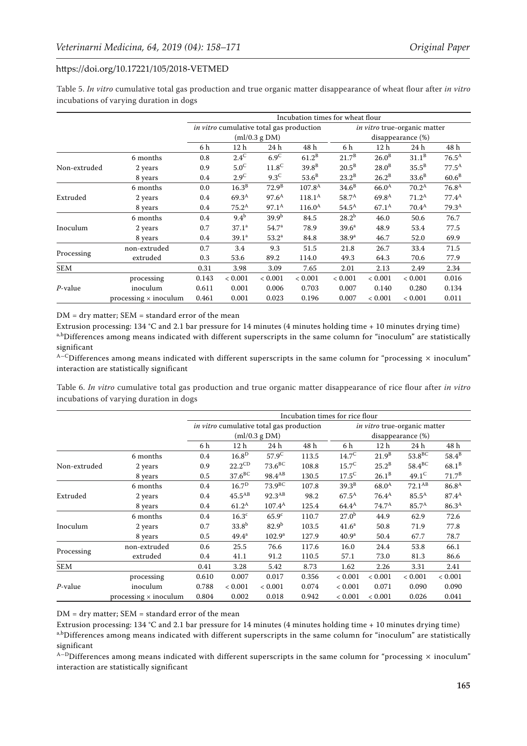Table 5. *In vitro* cumulative total gas production and true organic matter disappearance of wheat flour after *in vitro* incubations of varying duration in dogs

| | | Incubation times for wheat flour | | | | | | | |
|---|---|---|---|---|---|---|---|---|---|
| | | *in vitro* cumulative total gas production (ml/0.3 g DM) | | | | *in vitro* true-organic matter disappearance (%) | | | |
| | | 6 h | 12 h | 24 h | 48 h | 6 h | 12 h | 24 h | 48 h |
| Non-extruded | 6 months | 0.8 | $2.4^{C}$ | $6.9^{C}$ | $61.2^{B}$ | $21.7^{B}$ | $26.0^{B}$ | $31.1^{B}$ | $76.5^{A}$ |
| | 2 years | 0.9 | $5.0^{C}$ | $11.8^{C}$ | $39.8^{B}$ | $20.5^{B}$ | $28.0^{B}$ | $35.5^{B}$ | $77.5^{A}$ |
| | 8 years | 0.4 | $2.9^{C}$ | $9.3^{C}$ | $53.6^{B}$ | $23.2^{B}$ | $26.2^{B}$ | $33.6^{B}$ | $60.6^{B}$ |
| Extruded | 6 months | 0.0 | $16.3^{B}$ | $72.9^{B}$ | $107.8^{A}$ | $34.6^{B}$ | $66.0^{A}$ | $70.2^{A}$ | $76.8^{A}$ |
| | 2 years | 0.4 | $69.3^{A}$ | $97.6^{A}$ | $118.1^{A}$ | $58.7^{A}$ | $69.8^{A}$ | $71.2^{A}$ | $77.4^{A}$ |
| | 8 years | 0.4 | $75.2^{A}$ | $97.1^{A}$ | $116.0^{A}$ | $54.5^{A}$ | $67.1^{A}$ | $70.4^{A}$ | $79.3^{A}$ |
| Inoculum | 6 months | 0.4 | $9.4^{b}$ | $39.9^{b}$ | 84.5 | $28.2^{b}$ | 46.0 | 50.6 | 76.7 |
| | 2 years | 0.7 | $37.1^{a}$ | $54.7^{a}$ | 78.9 | $39.6^{a}$ | 48.9 | 53.4 | 77.5 |
| | 8 years | 0.4 | $39.1^{a}$ | $53.2^{a}$ | 84.8 | $38.9^{a}$ | 46.7 | 52.0 | 69.9 |
| Processing | non-extruded | 0.7 | 3.4 | 9.3 | 51.5 | 21.8 | 26.7 | 33.4 | 71.5 |
| | extruded | 0.3 | 53.6 | 89.2 | 114.0 | 49.3 | 64.3 | 70.6 | 77.9 |
| SEM | | 0.31 | 3.98 | 3.09 | 7.65 | 2.01 | 2.13 | 2.49 | 2.34 |
| *P*-value | processing | 0.143 | < 0.001 | < 0.001 | < 0.001 | < 0.001 | < 0.001 | < 0.001 | 0.016 |
| | inoculum | 0.611 | 0.001 | 0.006 | 0.703 | 0.007 | 0.140 | 0.280 | 0.134 |
| | processing × inoculum | 0.461 | 0.001 | 0.023 | 0.196 | 0.007 | < 0.001 | < 0.001 | 0.011 |

DM = dry matter; SEM = standard error of the mean

Extrusion processing: 134 °C and 2.1 bar pressure for 14 minutes (4 minutes holding time + 10 minutes drying time)

[a,b]Differences among means indicated with different superscripts in the same column for "inoculum" are statistically significant

[A–C]Differences among means indicated with different superscripts in the same column for "processing × inoculum" interaction are statistically significant

Table 6. *In vitro* cumulative total gas production and true organic matter disappearance of rice flour after *in vitro* incubations of varying duration in dogs

| | | Incubation times for rice flour | | | | | | | |
|---|---|---|---|---|---|---|---|---|---|
| | | *in vitro* cumulative total gas production (ml/0.3 g DM) | | | | *in vitro* true-organic matter disappearance (%) | | | |
| | | 6 h | 12 h | 24 h | 48 h | 6 h | 12 h | 24 h | 48 h |
| Non-extruded | 6 months | 0.4 | $16.8^{D}$ | $57.9^{C}$ | 113.5 | $14.7^{C}$ | $21.9^{B}$ | $53.8^{BC}$ | $58.4^{B}$ |
| | 2 years | 0.9 | $22.2^{CD}$ | $73.6^{BC}$ | 108.8 | $15.7^{C}$ | $25.2^{B}$ | $58.4^{BC}$ | $68.1^{B}$ |
| | 8 years | 0.5 | $37.6^{BC}$ | $98.4^{AB}$ | 130.5 | $17.5^{C}$ | $26.1^{B}$ | $49.1^{C}$ | $71.7^{B}$ |
| Extruded | 6 months | 0.4 | $16.7^{D}$ | $73.9^{BC}$ | 107.8 | $39.3^{B}$ | $68.0^{A}$ | $72.1^{AB}$ | $86.8^{A}$ |
| | 2 years | 0.4 | $45.5^{AB}$ | $92.3^{AB}$ | 98.2 | $67.5^{A}$ | $76.4^{A}$ | $85.5^{A}$ | $87.4^{A}$ |
| | 8 years | 0.4 | $61.2^{A}$ | $107.4^{A}$ | 125.4 | $64.4^{A}$ | $74.7^{A}$ | $85.7^{A}$ | $86.3^{A}$ |
| Inoculum | 6 months | 0.4 | $16.3^{c}$ | $65.9^{c}$ | 110.7 | $27.0^{b}$ | 44.9 | 62.9 | 72.6 |
| | 2 years | 0.7 | $33.8^{b}$ | $82.9^{b}$ | 103.5 | $41.6^{a}$ | 50.8 | 71.9 | 77.8 |
| | 8 years | 0.5 | $49.4^{a}$ | $102.9^{a}$ | 127.9 | $40.9^{a}$ | 50.4 | 67.7 | 78.7 |
| Processing | non-extruded | 0.6 | 25.5 | 76.6 | 117.6 | 16.0 | 24.4 | 53.8 | 66.1 |
| | extruded | 0.4 | 41.1 | 91.2 | 110.5 | 57.1 | 73.0 | 81.3 | 86.6 |
| SEM | | 0.41 | 3.28 | 5.42 | 8.73 | 1.62 | 2.26 | 3.31 | 2.41 |
| *P*-value | processing | 0.610 | 0.007 | 0.017 | 0.356 | < 0.001 | < 0.001 | < 0.001 | < 0.001 |
| | inoculum | 0.788 | < 0.001 | < 0.001 | 0.074 | < 0.001 | 0.071 | 0.090 | 0.090 |
| | processing × inoculum | 0.804 | 0.002 | 0.018 | 0.942 | < 0.001 | < 0.001 | 0.026 | 0.041 |

DM = dry matter; SEM = standard error of the mean

Extrusion processing: 134 °C and 2.1 bar pressure for 14 minutes (4 minutes holding time + 10 minutes drying time)

[a,b]Differences among means indicated with different superscripts in the same column for "inoculum" are statistically significant

[A–D]Differences among means indicated with different superscripts in the same column for "processing × inoculum" interaction are statistically significant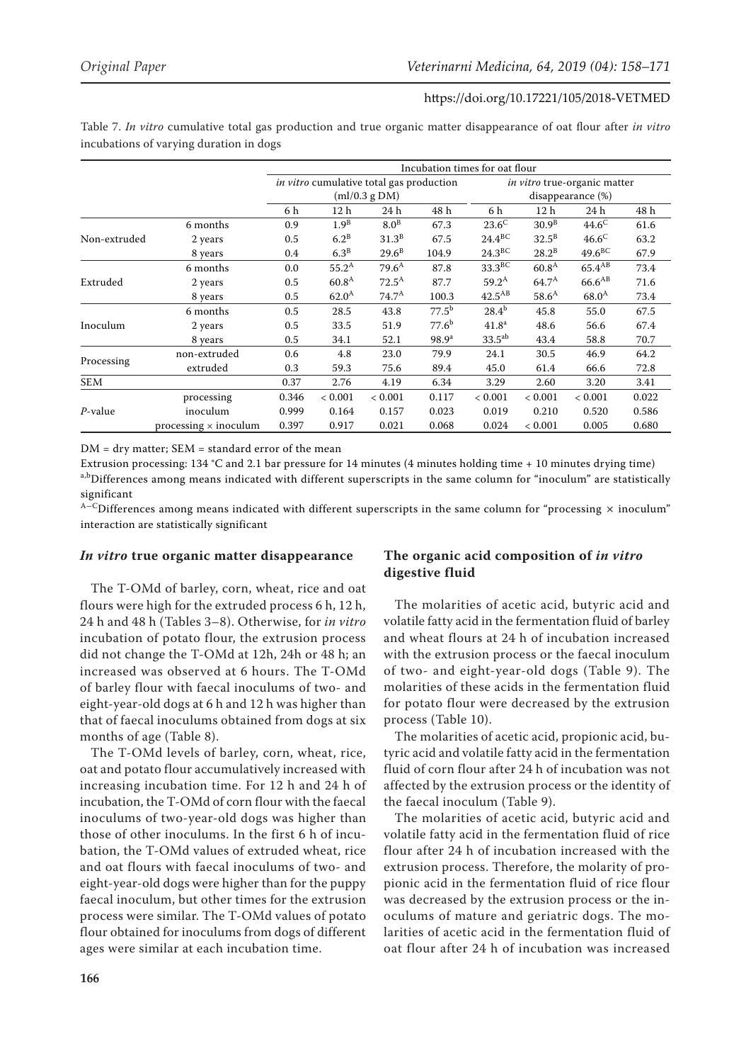Table 7. *In vitro* cumulative total gas production and true organic matter disappearance of oat flour after *in vitro* incubations of varying duration in dogs

| | | Incubation times for oat flour | | | | | | | |
|---|---|---|---|---|---|---|---|---|---|
| | | *in vitro* cumulative total gas production (ml/0.3 g DM) | | | | *in vitro* true-organic matter disappearance (%) | | | |
| | | 6 h | 12 h | 24 h | 48 h | 6 h | 12 h | 24 h | 48 h |
| Non-extruded | 6 months | 0.9 | $1.9^{B}$ | $8.0^{B}$ | 67.3 | $23.6^{C}$ | $30.9^{B}$ | $44.6^{C}$ | 61.6 |
| | 2 years | 0.5 | $6.2^{B}$ | $31.3^{B}$ | 67.5 | $24.4^{BC}$ | $32.5^{B}$ | $46.6^{C}$ | 63.2 |
| | 8 years | 0.4 | $6.3^{B}$ | $29.6^{B}$ | 104.9 | $24.3^{BC}$ | $28.2^{B}$ | $49.6^{BC}$ | 67.9 |
| Extruded | 6 months | 0.0 | $55.2^{A}$ | $79.6^{A}$ | 87.8 | $33.3^{BC}$ | $60.8^{A}$ | $65.4^{AB}$ | 73.4 |
| | 2 years | 0.5 | $60.8^{A}$ | $72.5^{A}$ | 87.7 | $59.2^{A}$ | $64.7^{A}$ | $66.6^{AB}$ | 71.6 |
| | 8 years | 0.5 | $62.0^{A}$ | $74.7^{A}$ | 100.3 | $42.5^{AB}$ | $58.6^{A}$ | $68.0^{A}$ | 73.4 |
| Inoculum | 6 months | 0.5 | 28.5 | 43.8 | $77.5^{b}$ | $28.4^{b}$ | 45.8 | 55.0 | 67.5 |
| | 2 years | 0.5 | 33.5 | 51.9 | $77.6^{b}$ | $41.8^{a}$ | 48.6 | 56.6 | 67.4 |
| | 8 years | 0.5 | 34.1 | 52.1 | $98.9^{a}$ | $33.5^{ab}$ | 43.4 | 58.8 | 70.7 |
| Processing | non-extruded | 0.6 | 4.8 | 23.0 | 79.9 | 24.1 | 30.5 | 46.9 | 64.2 |
| | extruded | 0.3 | 59.3 | 75.6 | 89.4 | 45.0 | 61.4 | 66.6 | 72.8 |
| SEM | | 0.37 | 2.76 | 4.19 | 6.34 | 3.29 | 2.60 | 3.20 | 3.41 |
| *P*-value | processing | 0.346 | < 0.001 | < 0.001 | 0.117 | < 0.001 | < 0.001 | < 0.001 | 0.022 |
| | inoculum | 0.999 | 0.164 | 0.157 | 0.023 | 0.019 | 0.210 | 0.520 | 0.586 |
| | processing × inoculum | 0.397 | 0.917 | 0.021 | 0.068 | 0.024 | < 0.001 | 0.005 | 0.680 |

DM = dry matter; SEM = standard error of the mean

Extrusion processing: 134 °C and 2.1 bar pressure for 14 minutes (4 minutes holding time + 10 minutes drying time)

[a,b]Differences among means indicated with different superscripts in the same column for "inoculum" are statistically significant

[A–C]Differences among means indicated with different superscripts in the same column for "processing × inoculum" interaction are statistically significant

### *In vitro* true organic matter disappearance

The T-OMd of barley, corn, wheat, rice and oat flours were high for the extruded process 6 h, 12 h, 24 h and 48 h (Tables 3–8). Otherwise, for *in vitro* incubation of potato flour, the extrusion process did not change the T-OMd at 12h, 24h or 48 h; an increased was observed at 6 hours. The T-OMd of barley flour with faecal inoculums of two- and eight-year-old dogs at 6 h and 12 h was higher than that of faecal inoculums obtained from dogs at six months of age (Table 8).

The T-OMd levels of barley, corn, wheat, rice, oat and potato flour accumulatively increased with increasing incubation time. For 12 h and 24 h of incubation, the T-OMd of corn flour with the faecal inoculums of two-year-old dogs was higher than those of other inoculums. In the first 6 h of incubation, the T-OMd values of extruded wheat, rice and oat flours with faecal inoculums of two- and eight-year-old dogs were higher than for the puppy faecal inoculum, but other times for the extrusion process were similar. The T-OMd values of potato flour obtained for inoculums from dogs of different ages were similar at each incubation time.

### The organic acid composition of *in vitro* digestive fluid

The molarities of acetic acid, butyric acid and volatile fatty acid in the fermentation fluid of barley and wheat flours at 24 h of incubation increased with the extrusion process or the faecal inoculum of two- and eight-year-old dogs (Table 9). The molarities of these acids in the fermentation fluid for potato flour were decreased by the extrusion process (Table 10).

The molarities of acetic acid, propionic acid, butyric acid and volatile fatty acid in the fermentation fluid of corn flour after 24 h of incubation was not affected by the extrusion process or the identity of the faecal inoculum (Table 9).

The molarities of acetic acid, butyric acid and volatile fatty acid in the fermentation fluid of rice flour after 24 h of incubation increased with the extrusion process. Therefore, the molarity of propionic acid in the fermentation fluid of rice flour was decreased by the extrusion process or the inoculums of mature and geriatric dogs. The molarities of acetic acid in the fermentation fluid of oat flour after 24 h of incubation was increased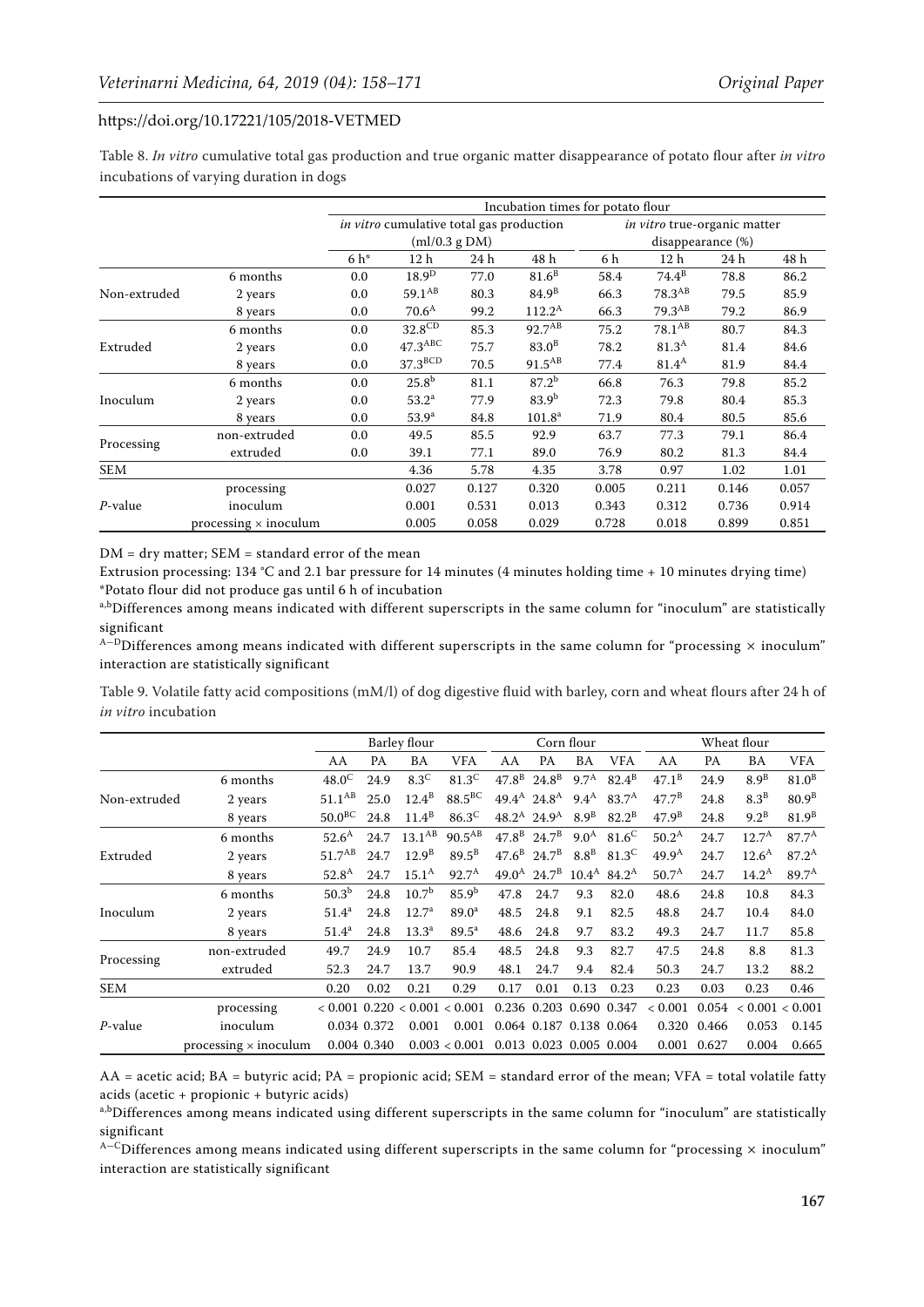Table 8. *In vitro* cumulative total gas production and true organic matter disappearance of potato flour after *in vitro* incubations of varying duration in dogs

| | | Incubation times for potato flour | | | | | | | |
|---|---|---|---|---|---|---|---|---|---|
| | | *in vitro* cumulative total gas production (ml/0.3 g DM) | | | | *in vitro* true-organic matter disappearance (%) | | | |
| | | 6 h* | 12 h | 24 h | 48 h | 6 h | 12 h | 24 h | 48 h |
| Non-extruded | 6 months | 0.0 | 18.9[D] | 77.0 | 81.6[B] | 58.4 | 74.4[B] | 78.8 | 86.2 |
| | 2 years | 0.0 | 59.1[AB] | 80.3 | 84.9[B] | 66.3 | 78.3[AB] | 79.5 | 85.9 |
| | 8 years | 0.0 | 70.6[A] | 99.2 | 112.2[A] | 66.3 | 79.3[AB] | 79.2 | 86.9 |
| Extruded | 6 months | 0.0 | 32.8[CD] | 85.3 | 92.7[AB] | 75.2 | 78.1[AB] | 80.7 | 84.3 |
| | 2 years | 0.0 | 47.3[ABC] | 75.7 | 83.0[B] | 78.2 | 81.3[A] | 81.4 | 84.6 |
| | 8 years | 0.0 | 37.3[BCD] | 70.5 | 91.5[AB] | 77.4 | 81.4[A] | 81.9 | 84.4 |
| Inoculum | 6 months | 0.0 | 25.8[b] | 81.1 | 87.2[b] | 66.8 | 76.3 | 79.8 | 85.2 |
| | 2 years | 0.0 | 53.2[a] | 77.9 | 83.9[b] | 72.3 | 79.8 | 80.4 | 85.3 |
| | 8 years | 0.0 | 53.9[a] | 84.8 | 101.8[a] | 71.9 | 80.4 | 80.5 | 85.6 |
| Processing | non-extruded | 0.0 | 49.5 | 85.5 | 92.9 | 63.7 | 77.3 | 79.1 | 86.4 |
| | extruded | 0.0 | 39.1 | 77.1 | 89.0 | 76.9 | 80.2 | 81.3 | 84.4 |
| SEM | | | 4.36 | 5.78 | 4.35 | 3.78 | 0.97 | 1.02 | 1.01 |
| *P*-value | processing | | 0.027 | 0.127 | 0.320 | 0.005 | 0.211 | 0.146 | 0.057 |
| | inoculum | | 0.001 | 0.531 | 0.013 | 0.343 | 0.312 | 0.736 | 0.914 |
| | processing × inoculum | | 0.005 | 0.058 | 0.029 | 0.728 | 0.018 | 0.899 | 0.851 |

DM = dry matter; SEM = standard error of the mean

Extrusion processing: 134 °C and 2.1 bar pressure for 14 minutes (4 minutes holding time + 10 minutes drying time)

*Potato flour did not produce gas until 6 h of incubation

[a,b]Differences among means indicated with different superscripts in the same column for "inoculum" are statistically significant

[A–D]Differences among means indicated with different superscripts in the same column for "processing × inoculum" interaction are statistically significant

Table 9. Volatile fatty acid compositions (mM/l) of dog digestive fluid with barley, corn and wheat flours after 24 h of *in vitro* incubation

| | | Barley flour | | | | Corn flour | | | | Wheat flour | | | |
|---|---|---|---|---|---|---|---|---|---|---|---|---|---|
| | | AA | PA | BA | VFA | AA | PA | BA | VFA | AA | PA | BA | VFA |
| Non-extruded | 6 months | 48.0[C] | 24.9 | 8.3[C] | 81.3[C] | 47.8[B] | 24.8[B] | 9.7[A] | 82.4[B] | 47.1[B] | 24.9 | 8.9[B] | 81.0[B] |
| | 2 years | 51.1[AB] | 25.0 | 12.4[B] | 88.5[BC] | 49.4[A] | 24.8[A] | 9.4[A] | 83.7[A] | 47.7[B] | 24.8 | 8.3[B] | 80.9[B] |
| | 8 years | 50.0[BC] | 24.8 | 11.4[B] | 86.3[C] | 48.2[A] | 24.9[A] | 8.9[B] | 82.2[B] | 47.9[B] | 24.8 | 9.2[B] | 81.9[B] |
| Extruded | 6 months | 52.6[A] | 24.7 | 13.1[AB] | 90.5[AB] | 47.8[B] | 24.7[B] | 9.0[A] | 81.6[C] | 50.2[A] | 24.7 | 12.7[A] | 87.7[A] |
| | 2 years | 51.7[AB] | 24.7 | 12.9[B] | 89.5[B] | 47.6[B] | 24.7[B] | 8.8[B] | 81.3[C] | 49.9[A] | 24.7 | 12.6[A] | 87.2[A] |
| | 8 years | 52.8[A] | 24.7 | 15.1[A] | 92.7[A] | 49.0[A] | 24.7[B] | 10.4[A] | 84.2[A] | 50.7[A] | 24.7 | 14.2[A] | 89.7[A] |
| Inoculum | 6 months | 50.3[b] | 24.8 | 10.7[b] | 85.9[b] | 47.8 | 24.7 | 9.3 | 82.0 | 48.6 | 24.8 | 10.8 | 84.3 |
| | 2 years | 51.4[a] | 24.8 | 12.7[a] | 89.0[a] | 48.5 | 24.8 | 9.1 | 82.5 | 48.8 | 24.7 | 10.4 | 84.0 |
| | 8 years | 51.4[a] | 24.8 | 13.3[a] | 89.5[a] | 48.6 | 24.8 | 9.7 | 83.2 | 49.3 | 24.7 | 11.7 | 85.8 |
| Processing | non-extruded | 49.7 | 24.9 | 10.7 | 85.4 | 48.5 | 24.8 | 9.3 | 82.7 | 47.5 | 24.8 | 8.8 | 81.3 |
| | extruded | 52.3 | 24.7 | 13.7 | 90.9 | 48.1 | 24.7 | 9.4 | 82.4 | 50.3 | 24.7 | 13.2 | 88.2 |
| SEM | | 0.20 | 0.02 | 0.21 | 0.29 | 0.17 | 0.01 | 0.13 | 0.23 | 0.23 | 0.03 | 0.23 | 0.46 |
| *P*-value | processing | < 0.001 | 0.220 | < 0.001 | < 0.001 | 0.236 | 0.203 | 0.690 | 0.347 | < 0.001 | 0.054 | < 0.001 | < 0.001 |
| | inoculum | 0.034 | 0.372 | 0.001 | 0.001 | 0.064 | 0.187 | 0.138 | 0.064 | 0.320 | 0.466 | 0.053 | 0.145 |
| | processing × inoculum | 0.004 | 0.340 | 0.003 | < 0.001 | 0.013 | 0.023 | 0.005 | 0.004 | 0.001 | 0.627 | 0.004 | 0.665 |

AA = acetic acid; BA = butyric acid; PA = propionic acid; SEM = standard error of the mean; VFA = total volatile fatty acids (acetic + propionic + butyric acids)

[a,b]Differences among means indicated using different superscripts in the same column for "inoculum" are statistically significant

[A–C]Differences among means indicated using different superscripts in the same column for "processing × inoculum" interaction are statistically significant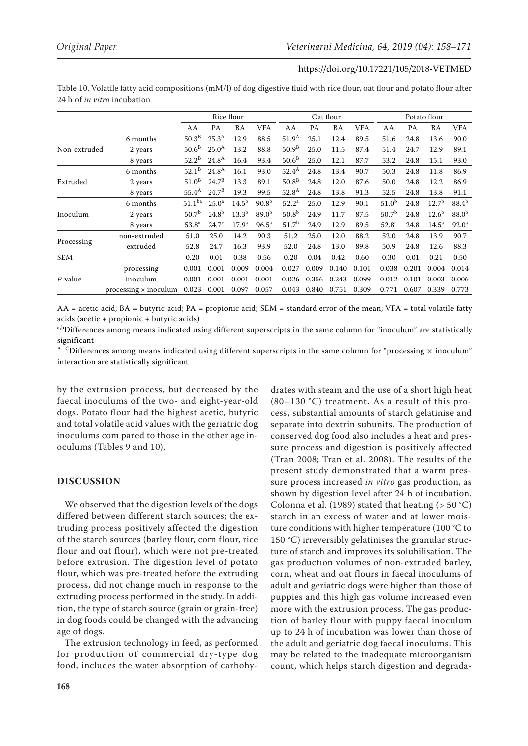Table 10. Volatile fatty acid compositions (mM/l) of dog digestive fluid with rice flour, oat flour and potato flour after 24 h of *in vitro* incubation

| | | Rice flour | | | | Oat flour | | | | Potato flour | | | |
|---|---|---|---|---|---|---|---|---|---|---|---|---|---|
| | | AA | PA | BA | VFA | AA | PA | BA | VFA | AA | PA | BA | VFA |
| Non-extruded | 6 months | $50.3^{B}$ | $25.3^{A}$ | 12.9 | 88.5 | $51.9^{A}$ | 25.1 | 12.4 | 89.5 | 51.6 | 24.8 | 13.6 | 90.0 |
| | 2 years | $50.6^{B}$ | $25.0^{A}$ | 13.2 | 88.8 | $50.9^{B}$ | 25.0 | 11.5 | 87.4 | 51.4 | 24.7 | 12.9 | 89.1 |
| | 8 years | $52.2^{B}$ | $24.8^{A}$ | 16.4 | 93.4 | $50.6^{B}$ | 25.0 | 12.1 | 87.7 | 53.2 | 24.8 | 15.1 | 93.0 |
| Extruded | 6 months | $52.1^{B}$ | $24.8^{A}$ | 16.1 | 93.0 | $52.4^{A}$ | 24.8 | 13.4 | 90.7 | 50.3 | 24.8 | 11.8 | 86.9 |
| | 2 years | $51.0^{B}$ | $24.7^{B}$ | 13.3 | 89.1 | $50.8^{B}$ | 24.8 | 12.0 | 87.6 | 50.0 | 24.8 | 12.2 | 86.9 |
| | 8 years | $55.4^{A}$ | $24.7^{B}$ | 19.3 | 99.5 | $52.8^{A}$ | 24.8 | 13.8 | 91.3 | 52.5 | 24.8 | 13.8 | 91.1 |
| Inoculum | 6 months | $51.1^{ba}$ | $25.0^{a}$ | $14.5^{b}$ | $90.8^{b}$ | $52.2^{a}$ | 25.0 | 12.9 | 90.1 | $51.0^{b}$ | 24.8 | $12.7^{b}$ | $88.4^{b}$ |
| | 2 years | $50.7^{b}$ | $24.8^{b}$ | $13.3^{b}$ | $89.0^{b}$ | $50.8^{b}$ | 24.9 | 11.7 | 87.5 | $50.7^{b}$ | 24.8 | $12.6^{b}$ | $88.0^{b}$ |
| | 8 years | $53.8^{a}$ | $24.7^{c}$ | $17.9^{a}$ | $96.5^{a}$ | $51.7^{b}$ | 24.9 | 12.9 | 89.5 | $52.8^{a}$ | 24.8 | $14.5^{a}$ | $92.0^{a}$ |
| Processing | non-extruded | 51.0 | 25.0 | 14.2 | 90.3 | 51.2 | 25.0 | 12.0 | 88.2 | 52.0 | 24.8 | 13.9 | 90.7 |
| | extruded | 52.8 | 24.7 | 16.3 | 93.9 | 52.0 | 24.8 | 13.0 | 89.8 | 50.9 | 24.8 | 12.6 | 88.3 |
| SEM | | 0.20 | 0.01 | 0.38 | 0.56 | 0.20 | 0.04 | 0.42 | 0.60 | 0.30 | 0.01 | 0.21 | 0.50 |
| *P*-value | processing | 0.001 | 0.001 | 0.009 | 0.004 | 0.027 | 0.009 | 0.140 | 0.101 | 0.038 | 0.201 | 0.004 | 0.014 |
| | inoculum | 0.001 | 0.001 | 0.001 | 0.001 | 0.026 | 0.356 | 0.243 | 0.099 | 0.012 | 0.101 | 0.003 | 0.006 |
| | processing × inoculum | 0.023 | 0.001 | 0.097 | 0.057 | 0.043 | 0.840 | 0.751 | 0.309 | 0.771 | 0.607 | 0.339 | 0.773 |

AA = acetic acid; BA = butyric acid; PA = propionic acid; SEM = standard error of the mean; VFA = total volatile fatty acids (acetic + propionic + butyric acids)

[a,b]Differences among means indicated using different superscripts in the same column for "inoculum" are statistically significant

[A–C]Differences among means indicated using different superscripts in the same column for "processing × inoculum" interaction are statistically significant

by the extrusion process, but decreased by the faecal inoculums of the two- and eight-year-old dogs. Potato flour had the highest acetic, butyric and total volatile acid values with the geriatric dog inoculums com pared to those in the other age inoculums (Tables 9 and 10).

## DISCUSSION

We observed that the digestion levels of the dogs differed between different starch sources; the extruding process positively affected the digestion of the starch sources (barley flour, corn flour, rice flour and oat flour), which were not pre-treated before extrusion. The digestion level of potato flour, which was pre-treated before the extruding process, did not change much in response to the extruding process performed in the study. In addition, the type of starch source (grain or grain-free) in dog foods could be changed with the advancing age of dogs.

The extrusion technology in feed, as performed for production of commercial dry-type dog food, includes the water absorption of carbohydrates with steam and the use of a short high heat (80–130 °C) treatment. As a result of this process, substantial amounts of starch gelatinise and separate into dextrin subunits. The production of conserved dog food also includes a heat and pressure process and digestion is positively affected (Tran 2008; Tran et al. 2008). The results of the present study demonstrated that a warm pressure process increased *in vitro* gas production, as shown by digestion level after 24 h of incubation. Colonna et al. (1989) stated that heating (> 50 °C) starch in an excess of water and at lower moisture conditions with higher temperature (100 °C to 150 °C) irreversibly gelatinises the granular structure of starch and improves its solubilisation. The gas production volumes of non-extruded barley, corn, wheat and oat flours in faecal inoculums of adult and geriatric dogs were higher than those of puppies and this high gas volume increased even more with the extrusion process. The gas production of barley flour with puppy faecal inoculum up to 24 h of incubation was lower than those of the adult and geriatric dog faecal inoculums. This may be related to the inadequate microorganism count, which helps starch digestion and degrada-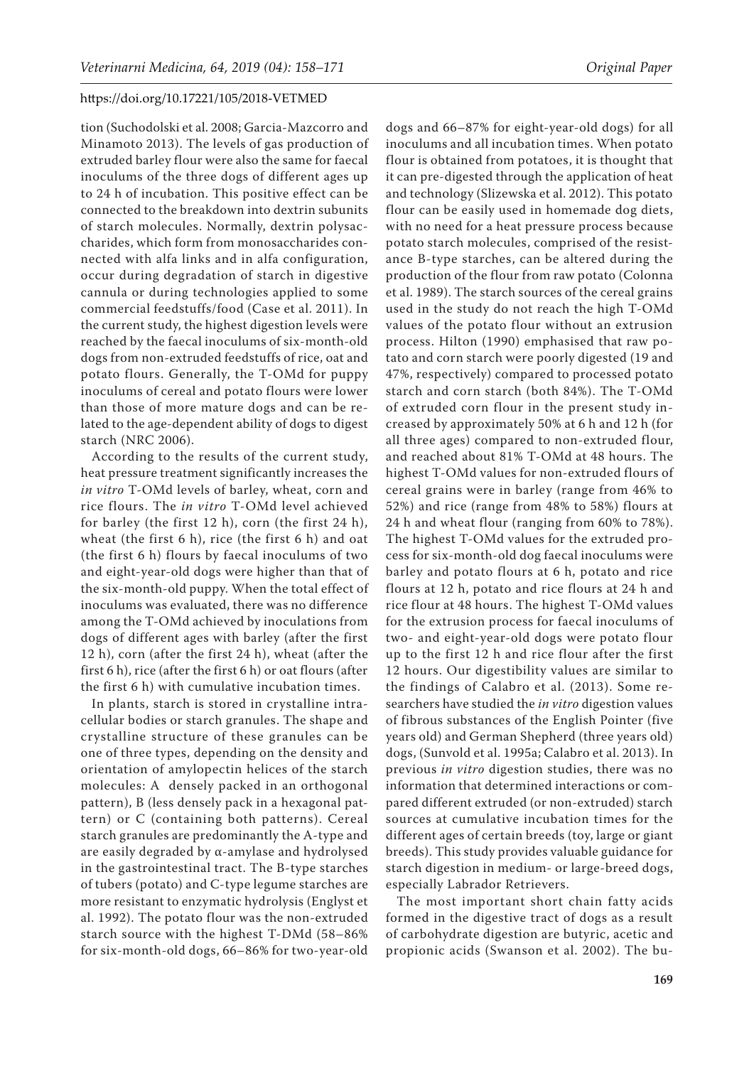tion (Suchodolski et al. 2008; Garcia-Mazcorro and Minamoto 2013). The levels of gas production of extruded barley flour were also the same for faecal inoculums of the three dogs of different ages up to 24 h of incubation. This positive effect can be connected to the breakdown into dextrin subunits of starch molecules. Normally, dextrin polysaccharides, which form from monosaccharides connected with alfa links and in alfa configuration, occur during degradation of starch in digestive cannula or during technologies applied to some commercial feedstuffs/food (Case et al. 2011). In the current study, the highest digestion levels were reached by the faecal inoculums of six-month-old dogs from non-extruded feedstuffs of rice, oat and potato flours. Generally, the T-OMd for puppy inoculums of cereal and potato flours were lower than those of more mature dogs and can be related to the age-dependent ability of dogs to digest starch (NRC 2006).

According to the results of the current study, heat pressure treatment significantly increases the *in vitro* T-OMd levels of barley, wheat, corn and rice flours. The *in vitro* T-OMd level achieved for barley (the first 12 h), corn (the first 24 h), wheat (the first 6 h), rice (the first 6 h) and oat (the first 6 h) flours by faecal inoculums of two and eight-year-old dogs were higher than that of the six-month-old puppy. When the total effect of inoculums was evaluated, there was no difference among the T-OMd achieved by inoculations from dogs of different ages with barley (after the first 12 h), corn (after the first 24 h), wheat (after the first 6 h), rice (after the first 6 h) or oat flours (after the first 6 h) with cumulative incubation times.

In plants, starch is stored in crystalline intracellular bodies or starch granules. The shape and crystalline structure of these granules can be one of three types, depending on the density and orientation of amylopectin helices of the starch molecules: A densely packed in an orthogonal pattern), B (less densely pack in a hexagonal pattern) or C (containing both patterns). Cereal starch granules are predominantly the A-type and are easily degraded by α-amylase and hydrolysed in the gastrointestinal tract. The B-type starches of tubers (potato) and C-type legume starches are more resistant to enzymatic hydrolysis (Englyst et al. 1992). The potato flour was the non-extruded starch source with the highest T-DMd (58–86% for six-month-old dogs, 66–86% for two-year-old dogs and 66–87% for eight-year-old dogs) for all inoculums and all incubation times. When potato flour is obtained from potatoes, it is thought that it can pre-digested through the application of heat and technology (Slizewska et al. 2012). This potato flour can be easily used in homemade dog diets, with no need for a heat pressure process because potato starch molecules, comprised of the resistance B-type starches, can be altered during the production of the flour from raw potato (Colonna et al. 1989). The starch sources of the cereal grains used in the study do not reach the high T-OMd values of the potato flour without an extrusion process. Hilton (1990) emphasised that raw potato and corn starch were poorly digested (19 and 47%, respectively) compared to processed potato starch and corn starch (both 84%). The T-OMd of extruded corn flour in the present study increased by approximately 50% at 6 h and 12 h (for all three ages) compared to non-extruded flour, and reached about 81% T-OMd at 48 hours. The highest T-OMd values for non-extruded flours of cereal grains were in barley (range from 46% to 52%) and rice (range from 48% to 58%) flours at 24 h and wheat flour (ranging from 60% to 78%). The highest T-OMd values for the extruded process for six-month-old dog faecal inoculums were barley and potato flours at 6 h, potato and rice flours at 12 h, potato and rice flours at 24 h and rice flour at 48 hours. The highest T-OMd values for the extrusion process for faecal inoculums of two- and eight-year-old dogs were potato flour up to the first 12 h and rice flour after the first 12 hours. Our digestibility values are similar to the findings of Calabro et al. (2013). Some researchers have studied the *in vitro* digestion values of fibrous substances of the English Pointer (five years old) and German Shepherd (three years old) dogs, (Sunvold et al. 1995a; Calabro et al. 2013). In previous *in vitro* digestion studies, there was no information that determined interactions or compared different extruded (or non-extruded) starch sources at cumulative incubation times for the different ages of certain breeds (toy, large or giant breeds). This study provides valuable guidance for starch digestion in medium- or large-breed dogs, especially Labrador Retrievers.

The most important short chain fatty acids formed in the digestive tract of dogs as a result of carbohydrate digestion are butyric, acetic and propionic acids (Swanson et al. 2002). The bu-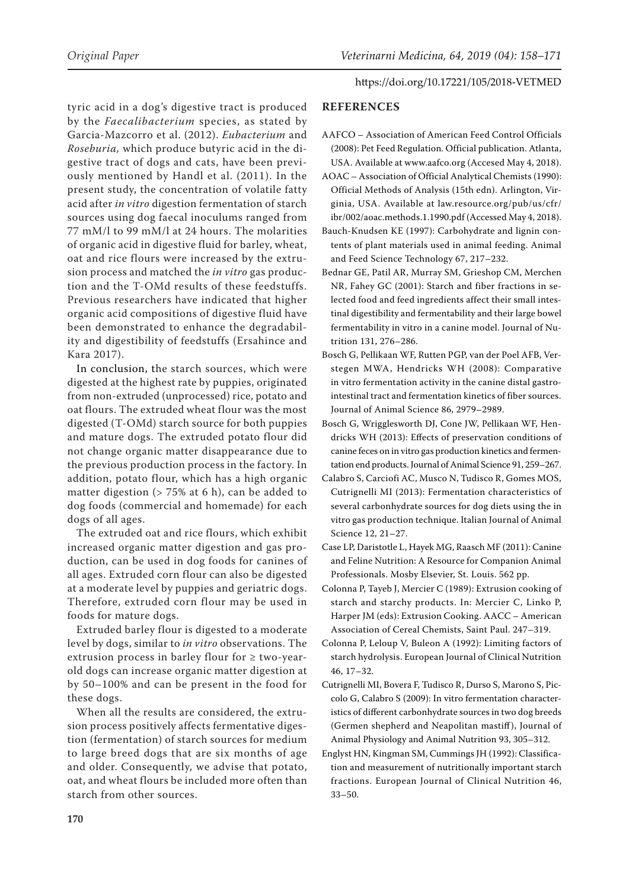tyric acid in a dog's digestive tract is produced by the *Faecalibacterium* species, as stated by Garcia-Mazcorro et al. (2012). *Eubacterium* and *Roseburia,* which produce butyric acid in the digestive tract of dogs and cats, have been previously mentioned by Handl et al. (2011). In the present study, the concentration of volatile fatty acid after *in vitro* digestion fermentation of starch sources using dog faecal inoculums ranged from 77 mM/l to 99 mM/l at 24 hours. The molarities of organic acid in digestive fluid for barley, wheat, oat and rice flours were increased by the extrusion process and matched the *in vitro* gas production and the T-OMd results of these feedstuffs. Previous researchers have indicated that higher organic acid compositions of digestive fluid have been demonstrated to enhance the degradability and digestibility of feedstuffs (Ersahince and Kara 2017).

In conclusion, the starch sources, which were digested at the highest rate by puppies, originated from non-extruded (unprocessed) rice, potato and oat flours. The extruded wheat flour was the most digested (T-OMd) starch source for both puppies and mature dogs. The extruded potato flour did not change organic matter disappearance due to the previous production process in the factory. In addition, potato flour, which has a high organic matter digestion (> 75% at 6 h), can be added to dog foods (commercial and homemade) for each dogs of all ages.

The extruded oat and rice flours, which exhibit increased organic matter digestion and gas production, can be used in dog foods for canines of all ages. Extruded corn flour can also be digested at a moderate level by puppies and geriatric dogs. Therefore, extruded corn flour may be used in foods for mature dogs.

Extruded barley flour is digested to a moderate level by dogs, similar to *in vitro* observations. The extrusion process in barley flour for ≥ two-year-old dogs can increase organic matter digestion at by 50–100% and can be present in the food for these dogs.

When all the results are considered, the extrusion process positively affects fermentative digestion (fermentation) of starch sources for medium to large breed dogs that are six months of age and older. Consequently, we advise that potato, oat, and wheat flours be included more often than starch from other sources.

## REFERENCES

AAFCO – Association of American Feed Control Officials (2008): Pet Feed Regulation. Official publication. Atlanta, USA. Available at www.aafco.org (Accesed May 4, 2018).

AOAC – Association of Official Analytical Chemists (1990): Official Methods of Analysis (15th edn). Arlington, Virginia, USA. Available at law.resource.org/pub/us/cfr/ibr/002/aoac.methods.1.1990.pdf (Accessed May 4, 2018).

Bauch-Knudsen KE (1997): Carbohydrate and lignin contents of plant materials used in animal feeding. Animal and Feed Science Technology 67, 217–232.

Bednar GE, Patil AR, Murray SM, Grieshop CM, Merchen NR, Fahey GC (2001): Starch and fiber fractions in selected food and feed ingredients affect their small intestinal digestibility and fermentability and their large bowel fermentability in vitro in a canine model. Journal of Nutrition 131, 276–286.

Bosch G, Pellikaan WF, Rutten PGP, van der Poel AFB, Verstegen MWA, Hendricks WH (2008): Comparative in vitro fermentation activity in the canine distal gastrointestinal tract and fermentation kinetics of fiber sources. Journal of Animal Science 86, 2979–2989.

Bosch G, Wrigglesworth DJ, Cone JW, Pellikaan WF, Hendricks WH (2013): Effects of preservation conditions of canine feces on in vitro gas production kinetics and fermentation end products. Journal of Animal Science 91, 259–267.

Calabro S, Carciofi AC, Musco N, Tudisco R, Gomes MOS, Cutrignelli MI (2013): Fermentation characteristics of several carbonhydrate sources for dog diets using the in vitro gas production technique. Italian Journal of Animal Science 12, 21–27.

Case LP, Daristotle L, Hayek MG, Raasch MF (2011): Canine and Feline Nutrition: A Resource for Companion Animal Professionals. Mosby Elsevier, St. Louis. 562 pp.

Colonna P, Tayeb J, Mercier C (1989): Extrusion cooking of starch and starchy products. In: Mercier C, Linko P, Harper JM (eds): Extrusion Cooking. AACC – American Association of Cereal Chemists, Saint Paul. 247–319.

Colonna P, Leloup V, Buleon A (1992): Limiting factors of starch hydrolysis. European Journal of Clinical Nutrition 46, 17–32.

Cutrignelli MI, Bovera F, Tudisco R, Durso S, Marono S, Piccolo G, Calabro S (2009): In vitro fermentation characteristics of different carbonhydrate sources in two dog breeds (Germen shepherd and Neapolitan mastiff), Journal of Animal Physiology and Animal Nutrition 93, 305–312.

Englyst HN, Kingman SM, Cummings JH (1992): Classification and measurement of nutritionally important starch fractions. European Journal of Clinical Nutrition 46, 33–50.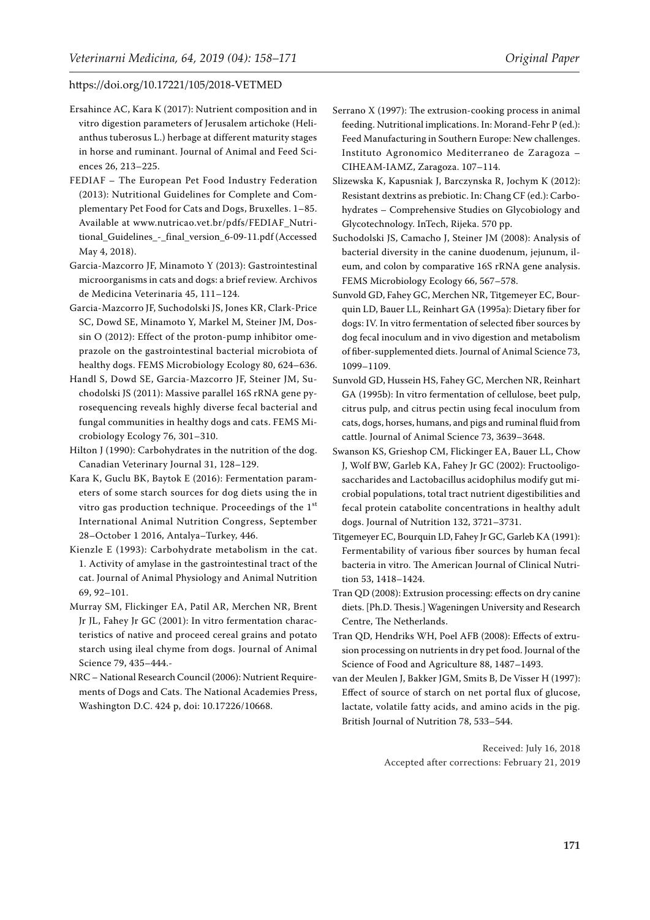Ersahince AC, Kara K (2017): Nutrient composition and in vitro digestion parameters of Jerusalem artichoke (Helianthus tuberosus L.) herbage at different maturity stages in horse and ruminant. Journal of Animal and Feed Sciences 26, 213–225.

FEDIAF – The European Pet Food Industry Federation (2013): Nutritional Guidelines for Complete and Complementary Pet Food for Cats and Dogs, Bruxelles. 1–85. Available at www.nutricao.vet.br/pdfs/FEDIAF_Nutritional_Guidelines_-_final_version_6-09-11.pdf (Accessed May 4, 2018).

Garcia-Mazcorro JF, Minamoto Y (2013): Gastrointestinal microorganisms in cats and dogs: a brief review. Archivos de Medicina Veterinaria 45, 111–124.

Garcia-Mazcorro JF, Suchodolski JS, Jones KR, Clark-Price SC, Dowd SE, Minamoto Y, Markel M, Steiner JM, Dossin O (2012): Effect of the proton-pump inhibitor omeprazole on the gastrointestinal bacterial microbiota of healthy dogs. FEMS Microbiology Ecology 80, 624–636.

Handl S, Dowd SE, Garcia-Mazcorro JF, Steiner JM, Suchodolski JS (2011): Massive parallel 16S rRNA gene pyrosequencing reveals highly diverse fecal bacterial and fungal communities in healthy dogs and cats. FEMS Microbiology Ecology 76, 301–310.

Hilton J (1990): Carbohydrates in the nutrition of the dog. Canadian Veterinary Journal 31, 128–129.

Kara K, Guclu BK, Baytok E (2016): Fermentation parameters of some starch sources for dog diets using the in vitro gas production technique. Proceedings of the 1st International Animal Nutrition Congress, September 28–October 1 2016, Antalya–Turkey, 446.

Kienzle E (1993): Carbohydrate metabolism in the cat. 1. Activity of amylase in the gastrointestinal tract of the cat. Journal of Animal Physiology and Animal Nutrition 69, 92–101.

Murray SM, Flickinger EA, Patil AR, Merchen NR, Brent Jr JL, Fahey Jr GC (2001): In vitro fermentation characteristics of native and proceed cereal grains and potato starch using ileal chyme from dogs. Journal of Animal Science 79, 435–444.-

NRC – National Research Council (2006): Nutrient Requirements of Dogs and Cats. The National Academies Press, Washington D.C. 424 p, doi: 10.17226/10668.

Serrano X (1997): The extrusion-cooking process in animal feeding. Nutritional implications. In: Morand-Fehr P (ed.): Feed Manufacturing in Southern Europe: New challenges. Instituto Agronomico Mediterraneo de Zaragoza – CIHEAM-IAMZ, Zaragoza. 107–114.

Slizewska K, Kapusniak J, Barczynska R, Jochym K (2012): Resistant dextrins as prebiotic. In: Chang CF (ed.): Carbohydrates – Comprehensive Studies on Glycobiology and Glycotechnology. InTech, Rijeka. 570 pp.

Suchodolski JS, Camacho J, Steiner JM (2008): Analysis of bacterial diversity in the canine duodenum, jejunum, ileum, and colon by comparative 16S rRNA gene analysis. FEMS Microbiology Ecology 66, 567–578.

Sunvold GD, Fahey GC, Merchen NR, Titgemeyer EC, Bourquin LD, Bauer LL, Reinhart GA (1995a): Dietary fiber for dogs: IV. In vitro fermentation of selected fiber sources by dog fecal inoculum and in vivo digestion and metabolism of fiber-supplemented diets. Journal of Animal Science 73, 1099–1109.

Sunvold GD, Hussein HS, Fahey GC, Merchen NR, Reinhart GA (1995b): In vitro fermentation of cellulose, beet pulp, citrus pulp, and citrus pectin using fecal inoculum from cats, dogs, horses, humans, and pigs and ruminal fluid from cattle. Journal of Animal Science 73, 3639–3648.

Swanson KS, Grieshop CM, Flickinger EA, Bauer LL, Chow J, Wolf BW, Garleb KA, Fahey Jr GC (2002): Fructooligosaccharides and Lactobacillus acidophilus modify gut microbial populations, total tract nutrient digestibilities and fecal protein catabolite concentrations in healthy adult dogs. Journal of Nutrition 132, 3721–3731.

Titgemeyer EC, Bourquin LD, Fahey Jr GC, Garleb KA (1991): Fermentability of various fiber sources by human fecal bacteria in vitro. The American Journal of Clinical Nutrition 53, 1418–1424.

Tran QD (2008): Extrusion processing: effects on dry canine diets. [Ph.D. Thesis.] Wageningen University and Research Centre, The Netherlands.

Tran QD, Hendriks WH, Poel AFB (2008): Effects of extrusion processing on nutrients in dry pet food. Journal of the Science of Food and Agriculture 88, 1487–1493.

van der Meulen J, Bakker JGM, Smits B, De Visser H (1997): Effect of source of starch on net portal flux of glucose, lactate, volatile fatty acids, and amino acids in the pig. British Journal of Nutrition 78, 533–544.

Received: July 16, 2018
Accepted after corrections: February 21, 2019